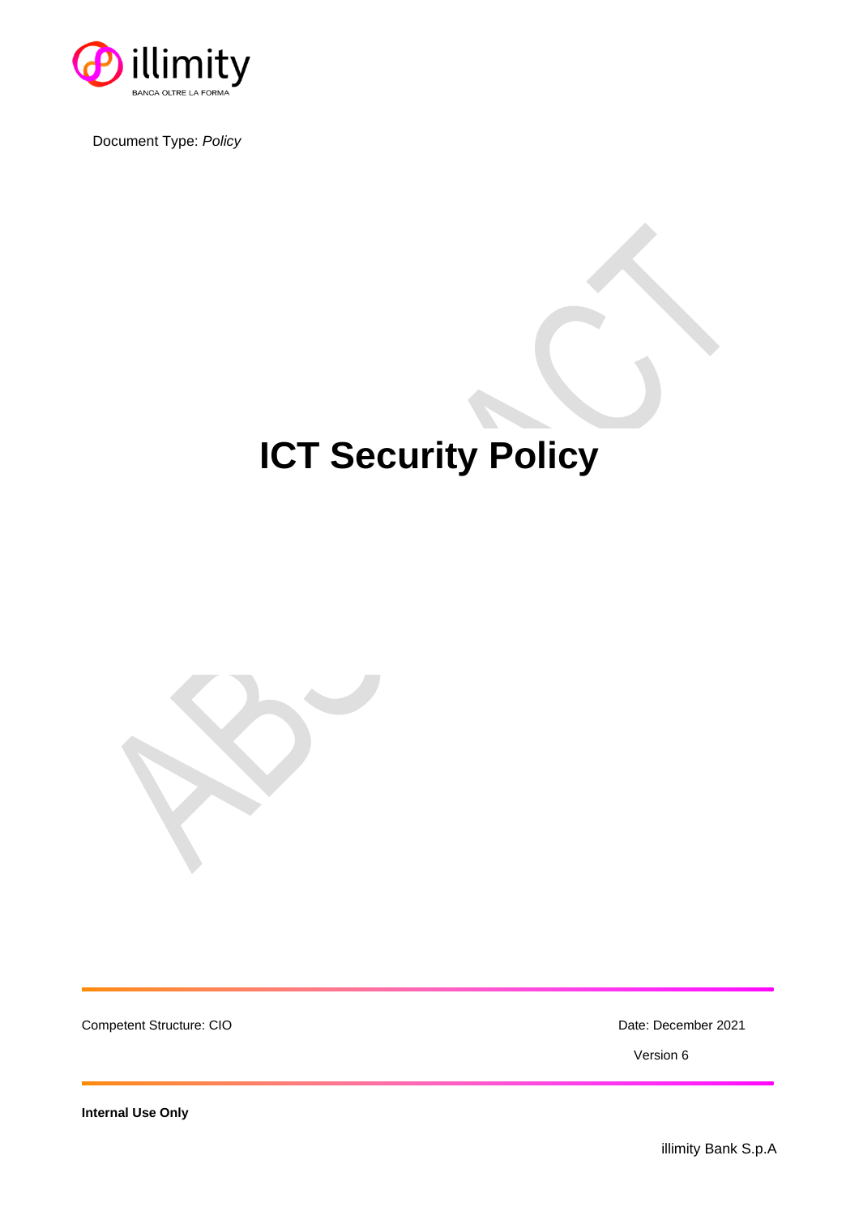illimity

BANCA OLTRE LA FORMA

Document Type: *Policy*

# ICT Security Policy

Competent Structure: CIO

Date: December 2021

Version 6

**Internal Use Only**

illimity Bank S.p.A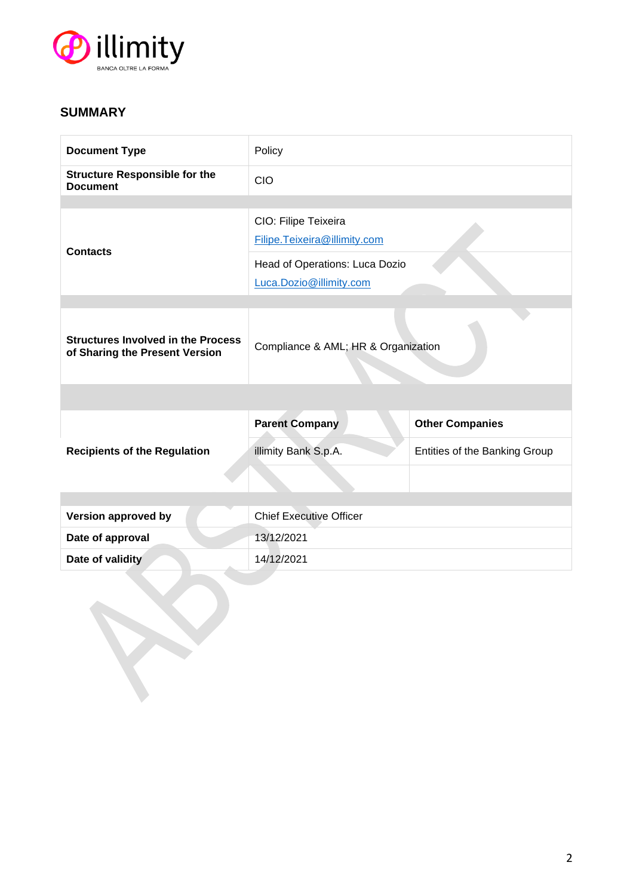## SUMMARY

| | | |
|---|---|---|
| **Document Type** | Policy | |
| **Structure Responsible for the Document** | CIO | |
| | | |
| **Contacts** | CIO: Filipe Teixeira<br>Filipe.Teixeira@illimity.com | |
| | Head of Operations: Luca Dozio<br>Luca.Dozio@illimity.com | |
| | | |
| **Structures Involved in the Process of Sharing the Present Version** | Compliance & AML; HR & Organization | |
| | | |
| **Recipients of the Regulation** | **Parent Company** | **Other Companies** |
| | illimity Bank S.p.A. | Entities of the Banking Group |
| | | |
| | | |
| **Version approved by** | Chief Executive Officer | |
| **Date of approval** | 13/12/2021 | |
| **Date of validity** | 14/12/2021 | |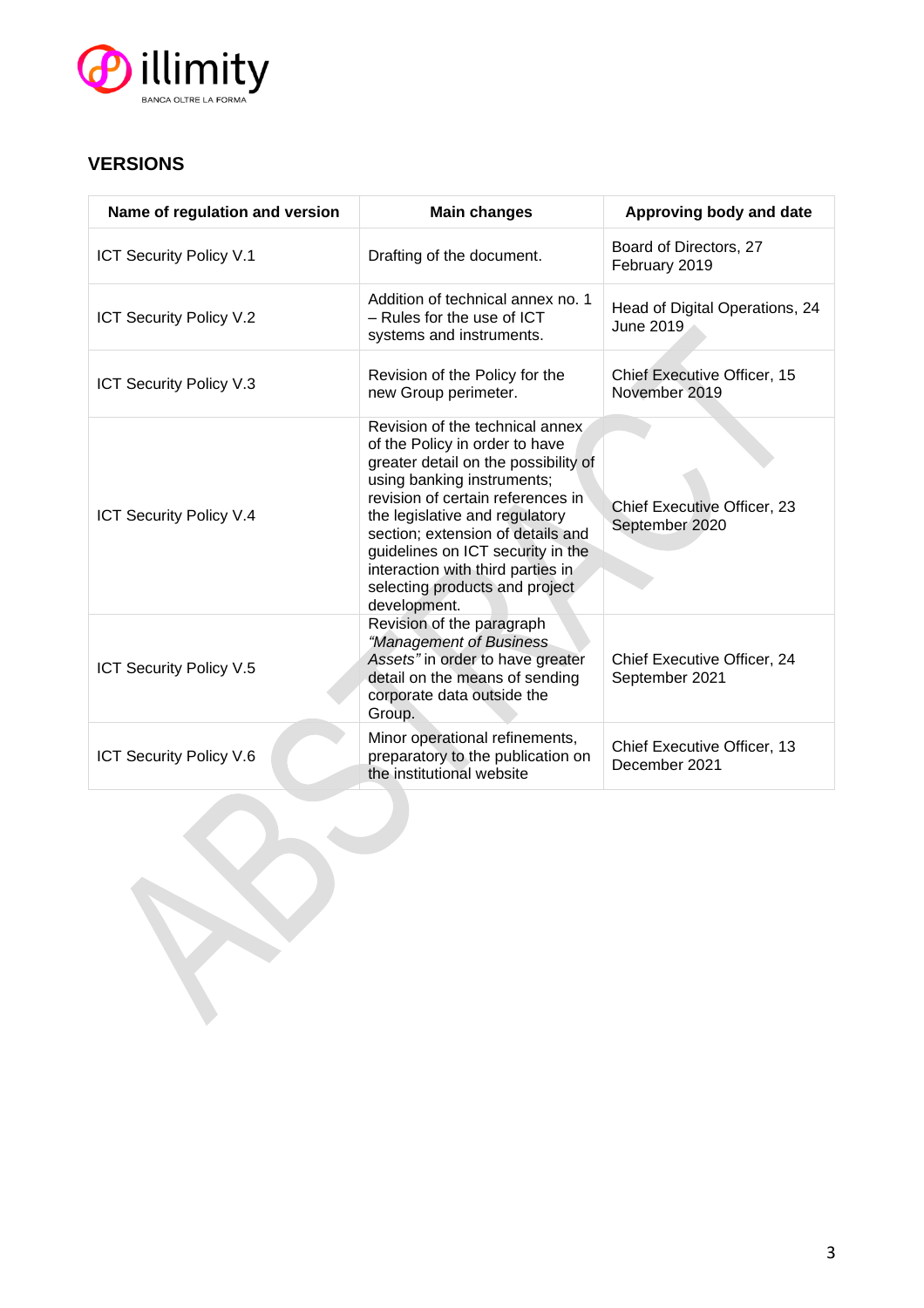## VERSIONS

| Name of regulation and version | Main changes | Approving body and date |
|---|---|---|
| ICT Security Policy V.1 | Drafting of the document. | Board of Directors, 27 February 2019 |
| ICT Security Policy V.2 | Addition of technical annex no. 1 – Rules for the use of ICT systems and instruments. | Head of Digital Operations, 24 June 2019 |
| ICT Security Policy V.3 | Revision of the Policy for the new Group perimeter. | Chief Executive Officer, 15 November 2019 |
| ICT Security Policy V.4 | Revision of the technical annex of the Policy in order to have greater detail on the possibility of using banking instruments; revision of certain references in the legislative and regulatory section; extension of details and guidelines on ICT security in the interaction with third parties in selecting products and project development. | Chief Executive Officer, 23 September 2020 |
| ICT Security Policy V.5 | Revision of the paragraph *"Management of Business Assets"* in order to have greater detail on the means of sending corporate data outside the Group. | Chief Executive Officer, 24 September 2021 |
| ICT Security Policy V.6 | Minor operational refinements, preparatory to the publication on the institutional website | Chief Executive Officer, 13 December 2021 |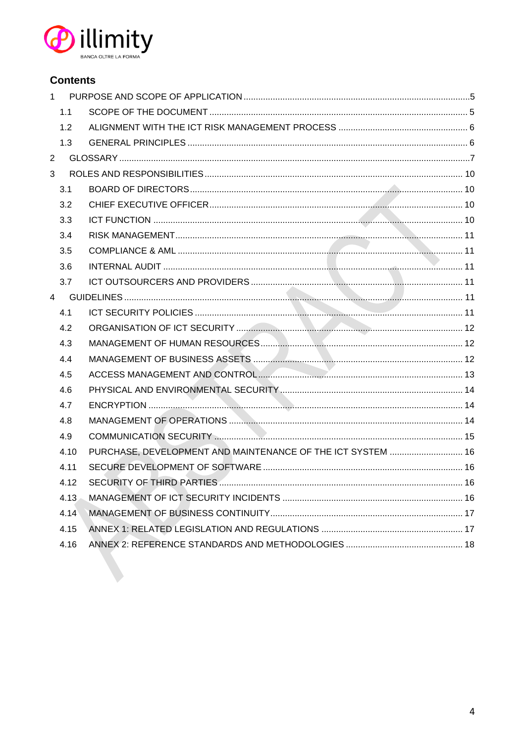## Contents

1 PURPOSE AND SCOPE OF APPLICATION ..... 5
- 1.1 SCOPE OF THE DOCUMENT ..... 5
- 1.2 ALIGNMENT WITH THE ICT RISK MANAGEMENT PROCESS ..... 6
- 1.3 GENERAL PRINCIPLES ..... 6

2 GLOSSARY ..... 7

3 ROLES AND RESPONSIBILITIES ..... 10
- 3.1 BOARD OF DIRECTORS ..... 10
- 3.2 CHIEF EXECUTIVE OFFICER ..... 10
- 3.3 ICT FUNCTION ..... 10
- 3.4 RISK MANAGEMENT ..... 11
- 3.5 COMPLIANCE & AML ..... 11
- 3.6 INTERNAL AUDIT ..... 11
- 3.7 ICT OUTSOURCERS AND PROVIDERS ..... 11

4 GUIDELINES ..... 11
- 4.1 ICT SECURITY POLICIES ..... 11
- 4.2 ORGANISATION OF ICT SECURITY ..... 12
- 4.3 MANAGEMENT OF HUMAN RESOURCES ..... 12
- 4.4 MANAGEMENT OF BUSINESS ASSETS ..... 12
- 4.5 ACCESS MANAGEMENT AND CONTROL ..... 13
- 4.6 PHYSICAL AND ENVIRONMENTAL SECURITY ..... 14
- 4.7 ENCRYPTION ..... 14
- 4.8 MANAGEMENT OF OPERATIONS ..... 14
- 4.9 COMMUNICATION SECURITY ..... 15
- 4.10 PURCHASE, DEVELOPMENT AND MAINTENANCE OF THE ICT SYSTEM ..... 16
- 4.11 SECURE DEVELOPMENT OF SOFTWARE ..... 16
- 4.12 SECURITY OF THIRD PARTIES ..... 16
- 4.13 MANAGEMENT OF ICT SECURITY INCIDENTS ..... 16
- 4.14 MANAGEMENT OF BUSINESS CONTINUITY ..... 17
- 4.15 ANNEX 1: RELATED LEGISLATION AND REGULATIONS ..... 17
- 4.16 ANNEX 2: REFERENCE STANDARDS AND METHODOLOGIES ..... 18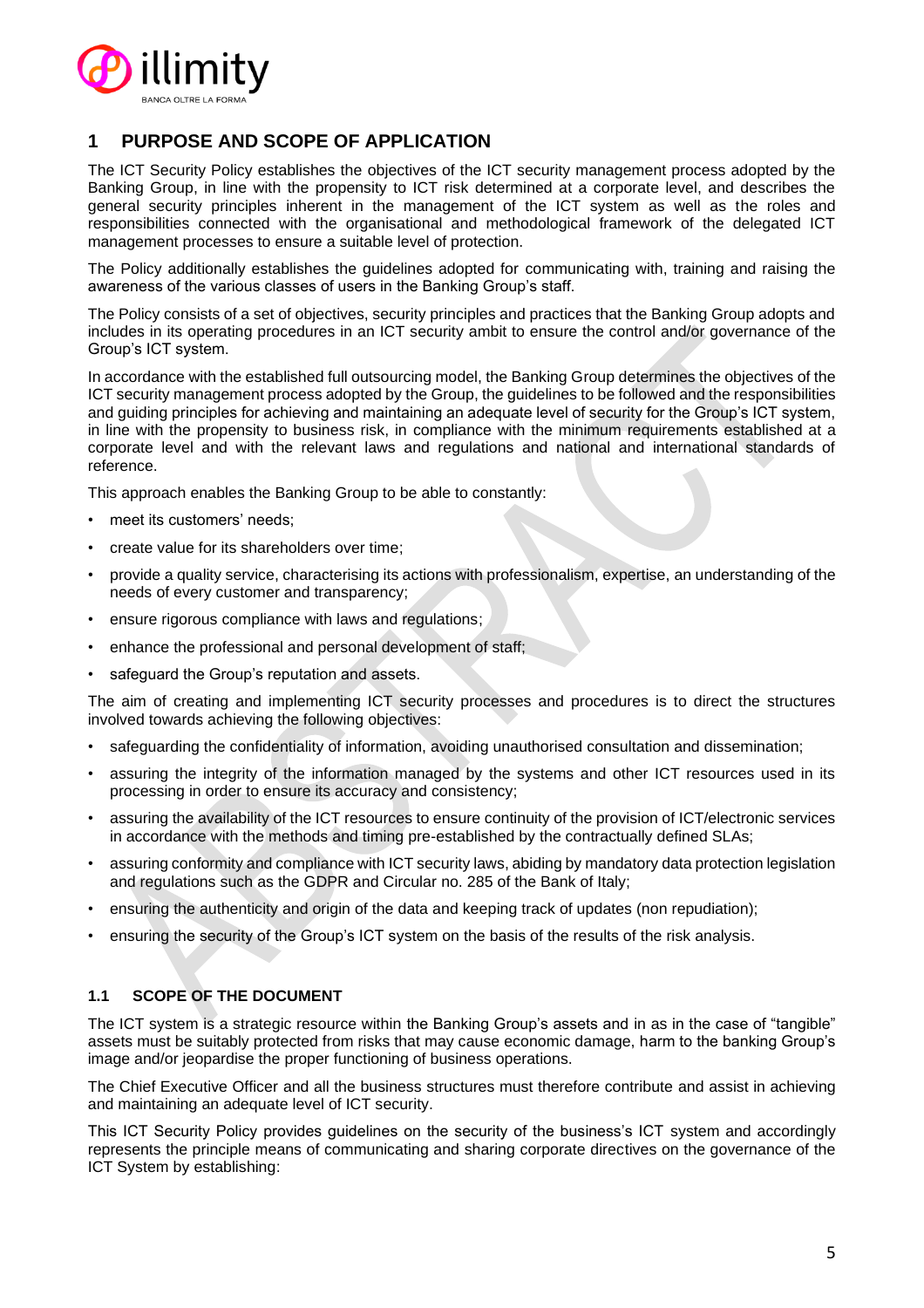## 1 PURPOSE AND SCOPE OF APPLICATION

The ICT Security Policy establishes the objectives of the ICT security management process adopted by the Banking Group, in line with the propensity to ICT risk determined at a corporate level, and describes the general security principles inherent in the management of the ICT system as well as the roles and responsibilities connected with the organisational and methodological framework of the delegated ICT management processes to ensure a suitable level of protection.

The Policy additionally establishes the guidelines adopted for communicating with, training and raising the awareness of the various classes of users in the Banking Group's staff.

The Policy consists of a set of objectives, security principles and practices that the Banking Group adopts and includes in its operating procedures in an ICT security ambit to ensure the control and/or governance of the Group's ICT system.

In accordance with the established full outsourcing model, the Banking Group determines the objectives of the ICT security management process adopted by the Group, the guidelines to be followed and the responsibilities and guiding principles for achieving and maintaining an adequate level of security for the Group's ICT system, in line with the propensity to business risk, in compliance with the minimum requirements established at a corporate level and with the relevant laws and regulations and national and international standards of reference.

This approach enables the Banking Group to be able to constantly:

- meet its customers' needs;
- create value for its shareholders over time;
- provide a quality service, characterising its actions with professionalism, expertise, an understanding of the needs of every customer and transparency;
- ensure rigorous compliance with laws and regulations;
- enhance the professional and personal development of staff;
- safeguard the Group's reputation and assets.

The aim of creating and implementing ICT security processes and procedures is to direct the structures involved towards achieving the following objectives:

- safeguarding the confidentiality of information, avoiding unauthorised consultation and dissemination;
- assuring the integrity of the information managed by the systems and other ICT resources used in its processing in order to ensure its accuracy and consistency;
- assuring the availability of the ICT resources to ensure continuity of the provision of ICT/electronic services in accordance with the methods and timing pre-established by the contractually defined SLAs;
- assuring conformity and compliance with ICT security laws, abiding by mandatory data protection legislation and regulations such as the GDPR and Circular no. 285 of the Bank of Italy;
- ensuring the authenticity and origin of the data and keeping track of updates (non repudiation);
- ensuring the security of the Group's ICT system on the basis of the results of the risk analysis.

### 1.1 SCOPE OF THE DOCUMENT

The ICT system is a strategic resource within the Banking Group's assets and in as in the case of "tangible" assets must be suitably protected from risks that may cause economic damage, harm to the banking Group's image and/or jeopardise the proper functioning of business operations.

The Chief Executive Officer and all the business structures must therefore contribute and assist in achieving and maintaining an adequate level of ICT security.

This ICT Security Policy provides guidelines on the security of the business's ICT system and accordingly represents the principle means of communicating and sharing corporate directives on the governance of the ICT System by establishing: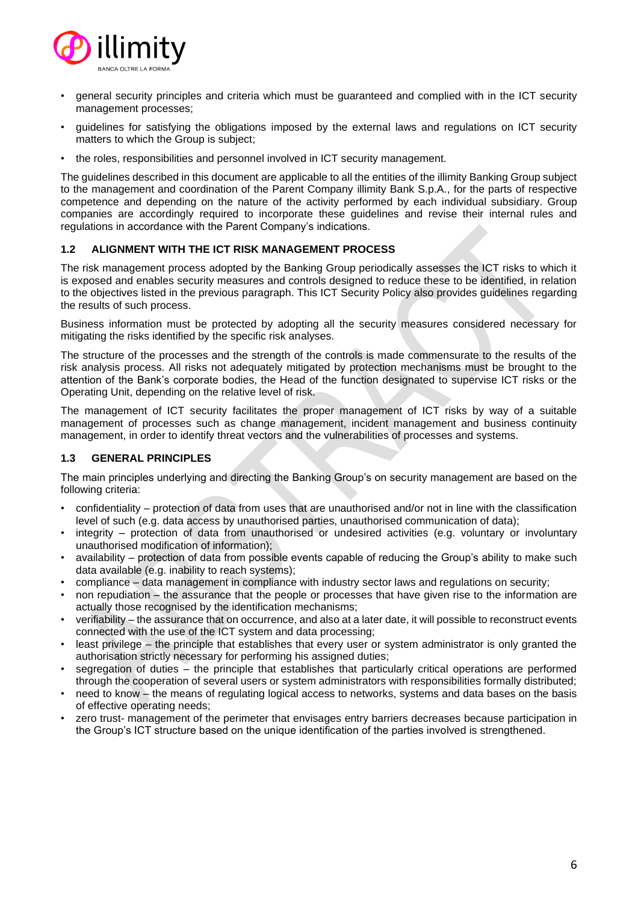- general security principles and criteria which must be guaranteed and complied with in the ICT security management processes;
- guidelines for satisfying the obligations imposed by the external laws and regulations on ICT security matters to which the Group is subject;
- the roles, responsibilities and personnel involved in ICT security management.

The guidelines described in this document are applicable to all the entities of the illimity Banking Group subject to the management and coordination of the Parent Company illimity Bank S.p.A., for the parts of respective competence and depending on the nature of the activity performed by each individual subsidiary. Group companies are accordingly required to incorporate these guidelines and revise their internal rules and regulations in accordance with the Parent Company's indications.

### 1.2 ALIGNMENT WITH THE ICT RISK MANAGEMENT PROCESS

The risk management process adopted by the Banking Group periodically assesses the ICT risks to which it is exposed and enables security measures and controls designed to reduce these to be identified, in relation to the objectives listed in the previous paragraph. This ICT Security Policy also provides guidelines regarding the results of such process.

Business information must be protected by adopting all the security measures considered necessary for mitigating the risks identified by the specific risk analyses.

The structure of the processes and the strength of the controls is made commensurate to the results of the risk analysis process. All risks not adequately mitigated by protection mechanisms must be brought to the attention of the Bank's corporate bodies, the Head of the function designated to supervise ICT risks or the Operating Unit, depending on the relative level of risk.

The management of ICT security facilitates the proper management of ICT risks by way of a suitable management of processes such as change management, incident management and business continuity management, in order to identify threat vectors and the vulnerabilities of processes and systems.

### 1.3 GENERAL PRINCIPLES

The main principles underlying and directing the Banking Group's on security management are based on the following criteria:

- confidentiality – protection of data from uses that are unauthorised and/or not in line with the classification level of such (e.g. data access by unauthorised parties, unauthorised communication of data);
- integrity – protection of data from unauthorised or undesired activities (e.g. voluntary or involuntary unauthorised modification of information);
- availability – protection of data from possible events capable of reducing the Group's ability to make such data available (e.g. inability to reach systems);
- compliance – data management in compliance with industry sector laws and regulations on security;
- non repudiation – the assurance that the people or processes that have given rise to the information are actually those recognised by the identification mechanisms;
- verifiability – the assurance that on occurrence, and also at a later date, it will possible to reconstruct events connected with the use of the ICT system and data processing;
- least privilege – the principle that establishes that every user or system administrator is only granted the authorisation strictly necessary for performing his assigned duties;
- segregation of duties – the principle that establishes that particularly critical operations are performed through the cooperation of several users or system administrators with responsibilities formally distributed;
- need to know – the means of regulating logical access to networks, systems and data bases on the basis of effective operating needs;
- zero trust- management of the perimeter that envisages entry barriers decreases because participation in the Group's ICT structure based on the unique identification of the parties involved is strengthened.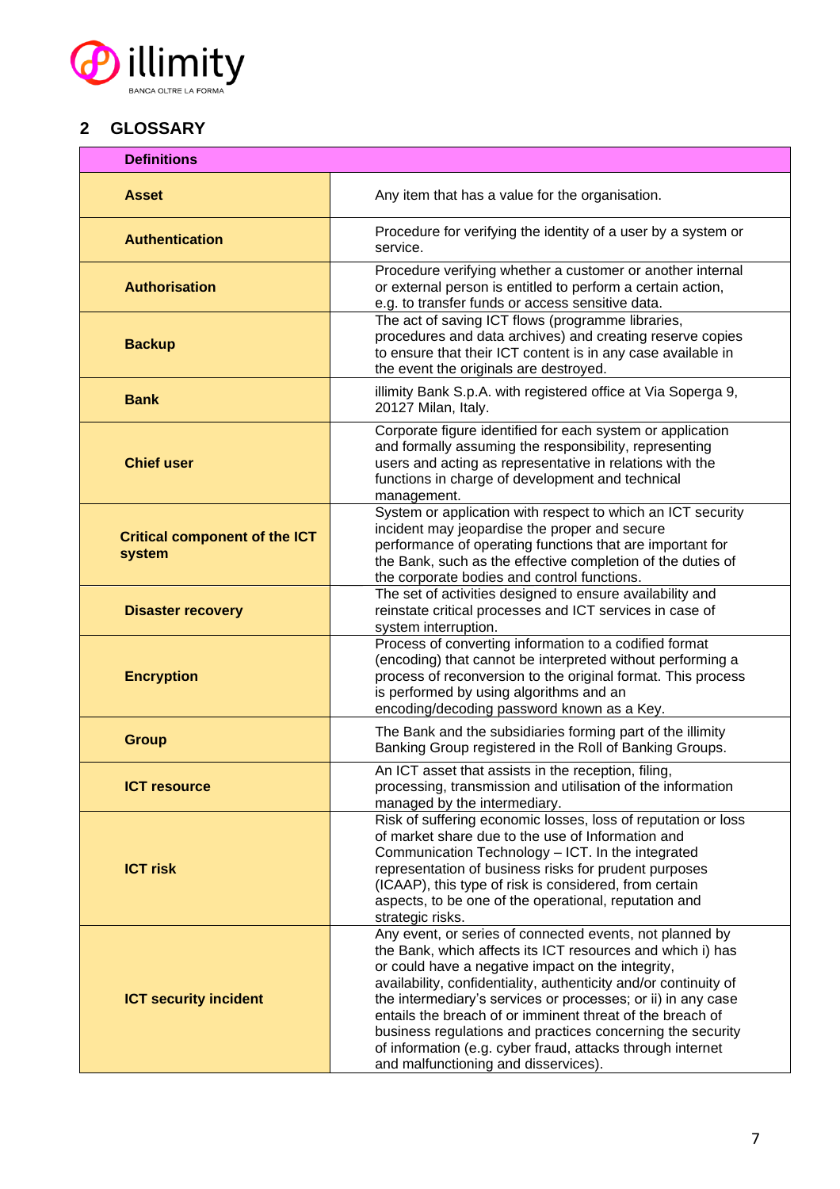## 2 GLOSSARY

| Definitions | |
|---|---|
| **Asset** | Any item that has a value for the organisation. |
| **Authentication** | Procedure for verifying the identity of a user by a system or service. |
| **Authorisation** | Procedure verifying whether a customer or another internal or external person is entitled to perform a certain action, e.g. to transfer funds or access sensitive data. |
| **Backup** | The act of saving ICT flows (programme libraries, procedures and data archives) and creating reserve copies to ensure that their ICT content is in any case available in the event the originals are destroyed. |
| **Bank** | illimity Bank S.p.A. with registered office at Via Soperga 9, 20127 Milan, Italy. |
| **Chief user** | Corporate figure identified for each system or application and formally assuming the responsibility, representing users and acting as representative in relations with the functions in charge of development and technical management. |
| **Critical component of the ICT system** | System or application with respect to which an ICT security incident may jeopardise the proper and secure performance of operating functions that are important for the Bank, such as the effective completion of the duties of the corporate bodies and control functions. |
| **Disaster recovery** | The set of activities designed to ensure availability and reinstate critical processes and ICT services in case of system interruption. |
| **Encryption** | Process of converting information to a codified format (encoding) that cannot be interpreted without performing a process of reconversion to the original format. This process is performed by using algorithms and an encoding/decoding password known as a Key. |
| **Group** | The Bank and the subsidiaries forming part of the illimity Banking Group registered in the Roll of Banking Groups. |
| **ICT resource** | An ICT asset that assists in the reception, filing, processing, transmission and utilisation of the information managed by the intermediary. |
| **ICT risk** | Risk of suffering economic losses, loss of reputation or loss of market share due to the use of Information and Communication Technology – ICT. In the integrated representation of business risks for prudent purposes (ICAAP), this type of risk is considered, from certain aspects, to be one of the operational, reputation and strategic risks. |
| **ICT security incident** | Any event, or series of connected events, not planned by the Bank, which affects its ICT resources and which i) has or could have a negative impact on the integrity, availability, confidentiality, authenticity and/or continuity of the intermediary's services or processes; or ii) in any case entails the breach of or imminent threat of the breach of business regulations and practices concerning the security of information (e.g. cyber fraud, attacks through internet and malfunctioning and disservices). |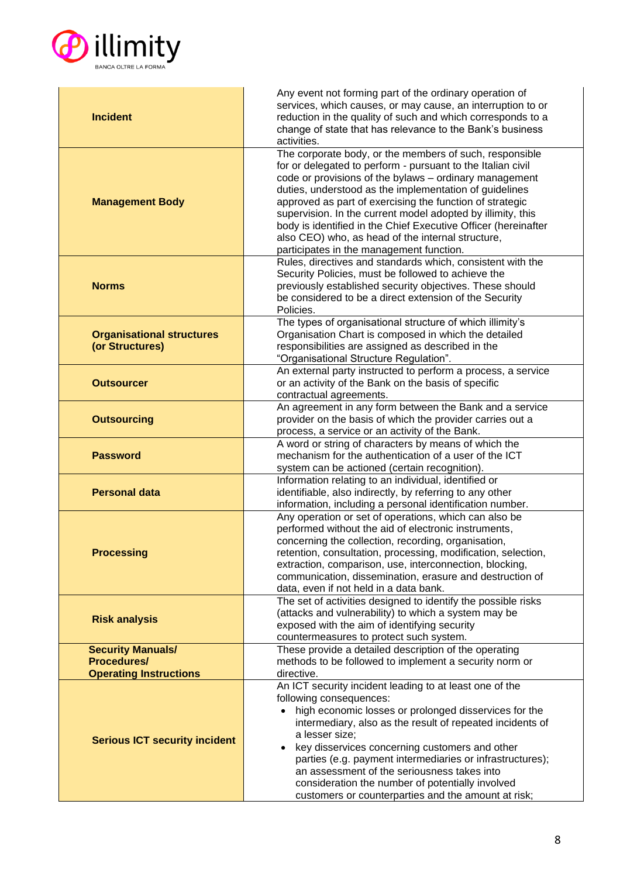| | |
|---|---|
| **Incident** | Any event not forming part of the ordinary operation of services, which causes, or may cause, an interruption to or reduction in the quality of such and which corresponds to a change of state that has relevance to the Bank's business activities. |
| **Management Body** | The corporate body, or the members of such, responsible for or delegated to perform - pursuant to the Italian civil code or provisions of the bylaws – ordinary management duties, understood as the implementation of guidelines approved as part of exercising the function of strategic supervision. In the current model adopted by illimity, this body is identified in the Chief Executive Officer (hereinafter also CEO) who, as head of the internal structure, participates in the management function. |
| **Norms** | Rules, directives and standards which, consistent with the Security Policies, must be followed to achieve the previously established security objectives. These should be considered to be a direct extension of the Security Policies. |
| **Organisational structures (or Structures)** | The types of organisational structure of which illimity's Organisation Chart is composed in which the detailed responsibilities are assigned as described in the "Organisational Structure Regulation". |
| **Outsourcer** | An external party instructed to perform a process, a service or an activity of the Bank on the basis of specific contractual agreements. |
| **Outsourcing** | An agreement in any form between the Bank and a service provider on the basis of which the provider carries out a process, a service or an activity of the Bank. |
| **Password** | A word or string of characters by means of which the mechanism for the authentication of a user of the ICT system can be actioned (certain recognition). |
| **Personal data** | Information relating to an individual, identified or identifiable, also indirectly, by referring to any other information, including a personal identification number. |
| **Processing** | Any operation or set of operations, which can also be performed without the aid of electronic instruments, concerning the collection, recording, organisation, retention, consultation, processing, modification, selection, extraction, comparison, use, interconnection, blocking, communication, dissemination, erasure and destruction of data, even if not held in a data bank. |
| **Risk analysis** | The set of activities designed to identify the possible risks (attacks and vulnerability) to which a system may be exposed with the aim of identifying security countermeasures to protect such system. |
| **Security Manuals/ Procedures/ Operating Instructions** | These provide a detailed description of the operating methods to be followed to implement a security norm or directive. |
| **Serious ICT security incident** | An ICT security incident leading to at least one of the following consequences:<br>• high economic losses or prolonged disservices for the intermediary, also as the result of repeated incidents of a lesser size;<br>• key disservices concerning customers and other parties (e.g. payment intermediaries or infrastructures); an assessment of the seriousness takes into consideration the number of potentially involved customers or counterparties and the amount at risk; |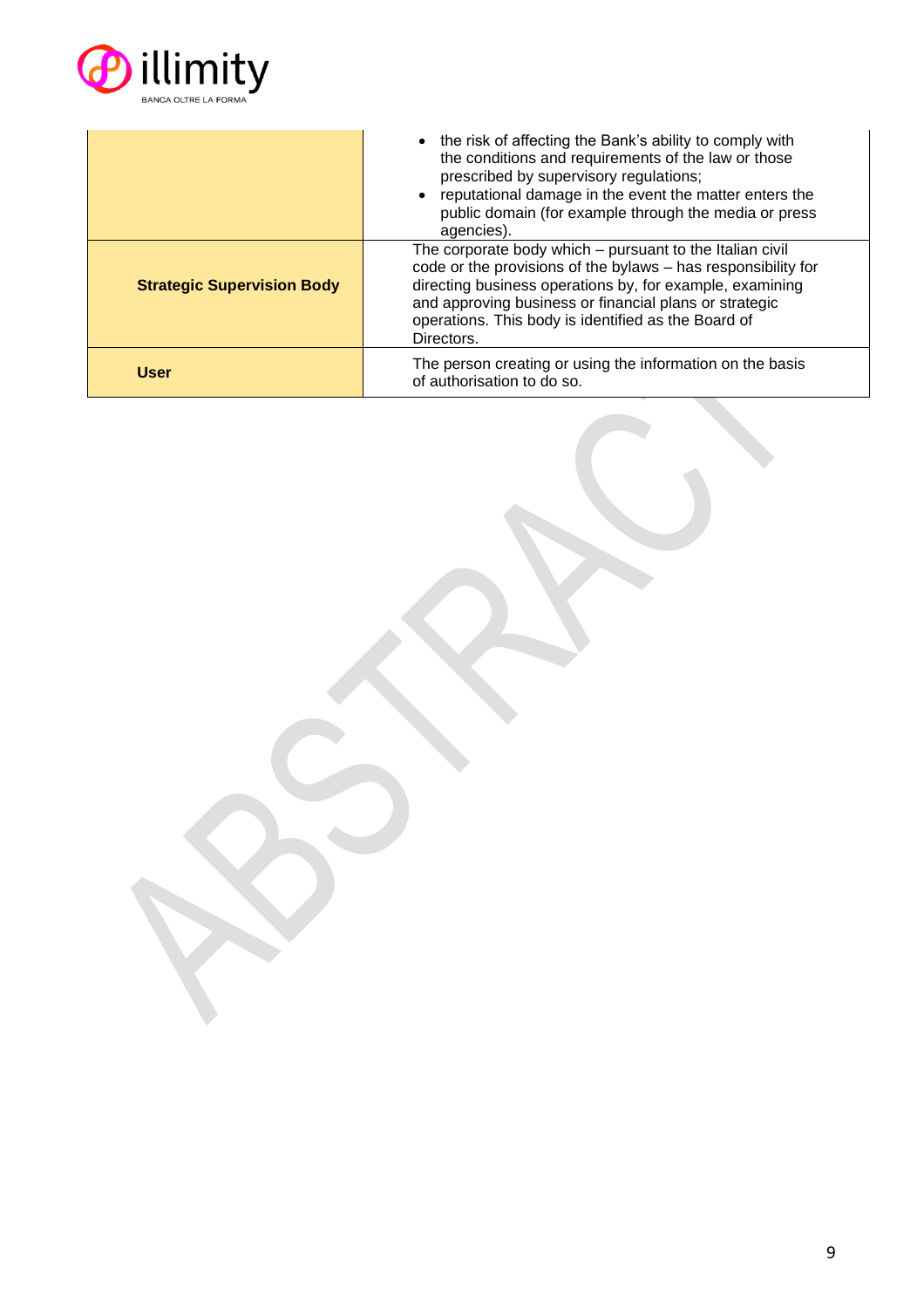| | |
|---|---|
| | • the risk of affecting the Bank's ability to comply with the conditions and requirements of the law or those prescribed by supervisory regulations;<br>• reputational damage in the event the matter enters the public domain (for example through the media or press agencies). |
| **Strategic Supervision Body** | The corporate body which – pursuant to the Italian civil code or the provisions of the bylaws – has responsibility for directing business operations by, for example, examining and approving business or financial plans or strategic operations. This body is identified as the Board of Directors. |
| **User** | The person creating or using the information on the basis of authorisation to do so. |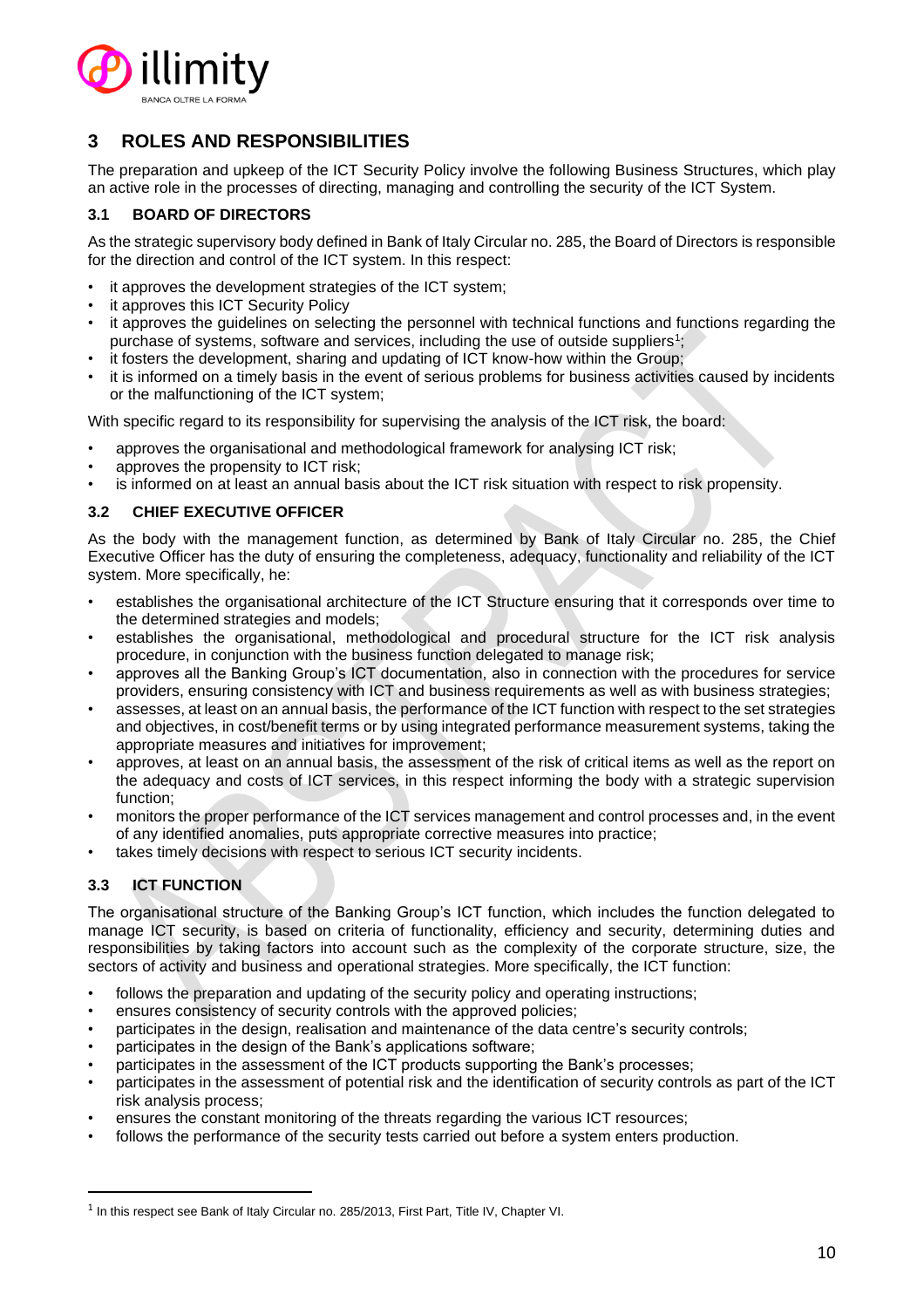## 3 ROLES AND RESPONSIBILITIES

The preparation and upkeep of the ICT Security Policy involve the following Business Structures, which play an active role in the processes of directing, managing and controlling the security of the ICT System.

### 3.1 BOARD OF DIRECTORS

As the strategic supervisory body defined in Bank of Italy Circular no. 285, the Board of Directors is responsible for the direction and control of the ICT system. In this respect:

- it approves the development strategies of the ICT system;
- it approves this ICT Security Policy
- it approves the guidelines on selecting the personnel with technical functions and functions regarding the purchase of systems, software and services, including the use of outside suppliers[1];
- it fosters the development, sharing and updating of ICT know-how within the Group;
- it is informed on a timely basis in the event of serious problems for business activities caused by incidents or the malfunctioning of the ICT system;

With specific regard to its responsibility for supervising the analysis of the ICT risk, the board:

- approves the organisational and methodological framework for analysing ICT risk;
- approves the propensity to ICT risk;
- is informed on at least an annual basis about the ICT risk situation with respect to risk propensity.

### 3.2 CHIEF EXECUTIVE OFFICER

As the body with the management function, as determined by Bank of Italy Circular no. 285, the Chief Executive Officer has the duty of ensuring the completeness, adequacy, functionality and reliability of the ICT system. More specifically, he:

- establishes the organisational architecture of the ICT Structure ensuring that it corresponds over time to the determined strategies and models;
- establishes the organisational, methodological and procedural structure for the ICT risk analysis procedure, in conjunction with the business function delegated to manage risk;
- approves all the Banking Group's ICT documentation, also in connection with the procedures for service providers, ensuring consistency with ICT and business requirements as well as with business strategies;
- assesses, at least on an annual basis, the performance of the ICT function with respect to the set strategies and objectives, in cost/benefit terms or by using integrated performance measurement systems, taking the appropriate measures and initiatives for improvement;
- approves, at least on an annual basis, the assessment of the risk of critical items as well as the report on the adequacy and costs of ICT services, in this respect informing the body with a strategic supervision function;
- monitors the proper performance of the ICT services management and control processes and, in the event of any identified anomalies, puts appropriate corrective measures into practice;
- takes timely decisions with respect to serious ICT security incidents.

### 3.3 ICT FUNCTION

The organisational structure of the Banking Group's ICT function, which includes the function delegated to manage ICT security, is based on criteria of functionality, efficiency and security, determining duties and responsibilities by taking factors into account such as the complexity of the corporate structure, size, the sectors of activity and business and operational strategies. More specifically, the ICT function:

- follows the preparation and updating of the security policy and operating instructions;
- ensures consistency of security controls with the approved policies;
- participates in the design, realisation and maintenance of the data centre's security controls;
- participates in the design of the Bank's applications software;
- participates in the assessment of the ICT products supporting the Bank's processes;
- participates in the assessment of potential risk and the identification of security controls as part of the ICT risk analysis process;
- ensures the constant monitoring of the threats regarding the various ICT resources;
- follows the performance of the security tests carried out before a system enters production.

---

[1] In this respect see Bank of Italy Circular no. 285/2013, First Part, Title IV, Chapter VI.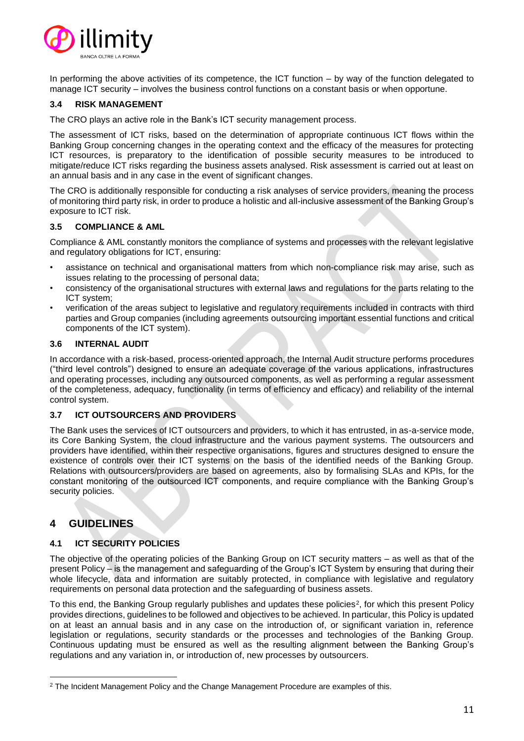In performing the above activities of its competence, the ICT function – by way of the function delegated to manage ICT security – involves the business control functions on a constant basis or when opportune.

### 3.4 RISK MANAGEMENT

The CRO plays an active role in the Bank's ICT security management process.

The assessment of ICT risks, based on the determination of appropriate continuous ICT flows within the Banking Group concerning changes in the operating context and the efficacy of the measures for protecting ICT resources, is preparatory to the identification of possible security measures to be introduced to mitigate/reduce ICT risks regarding the business assets analysed. Risk assessment is carried out at least on an annual basis and in any case in the event of significant changes.

The CRO is additionally responsible for conducting a risk analyses of service providers, meaning the process of monitoring third party risk, in order to produce a holistic and all-inclusive assessment of the Banking Group's exposure to ICT risk.

### 3.5 COMPLIANCE & AML

Compliance & AML constantly monitors the compliance of systems and processes with the relevant legislative and regulatory obligations for ICT, ensuring:

- assistance on technical and organisational matters from which non-compliance risk may arise, such as issues relating to the processing of personal data;
- consistency of the organisational structures with external laws and regulations for the parts relating to the ICT system;
- verification of the areas subject to legislative and regulatory requirements included in contracts with third parties and Group companies (including agreements outsourcing important essential functions and critical components of the ICT system).

### 3.6 INTERNAL AUDIT

In accordance with a risk-based, process-oriented approach, the Internal Audit structure performs procedures ("third level controls") designed to ensure an adequate coverage of the various applications, infrastructures and operating processes, including any outsourced components, as well as performing a regular assessment of the completeness, adequacy, functionality (in terms of efficiency and efficacy) and reliability of the internal control system.

### 3.7 ICT OUTSOURCERS AND PROVIDERS

The Bank uses the services of ICT outsourcers and providers, to which it has entrusted, in as-a-service mode, its Core Banking System, the cloud infrastructure and the various payment systems. The outsourcers and providers have identified, within their respective organisations, figures and structures designed to ensure the existence of controls over their ICT systems on the basis of the identified needs of the Banking Group. Relations with outsourcers/providers are based on agreements, also by formalising SLAs and KPIs, for the constant monitoring of the outsourced ICT components, and require compliance with the Banking Group's security policies.

## 4 GUIDELINES

### 4.1 ICT SECURITY POLICIES

The objective of the operating policies of the Banking Group on ICT security matters – as well as that of the present Policy – is the management and safeguarding of the Group's ICT System by ensuring that during their whole lifecycle, data and information are suitably protected, in compliance with legislative and regulatory requirements on personal data protection and the safeguarding of business assets.

To this end, the Banking Group regularly publishes and updates these policies[2], for which this present Policy provides directions, guidelines to be followed and objectives to be achieved. In particular, this Policy is updated on at least an annual basis and in any case on the introduction of, or significant variation in, reference legislation or regulations, security standards or the processes and technologies of the Banking Group. Continuous updating must be ensured as well as the resulting alignment between the Banking Group's regulations and any variation in, or introduction of, new processes by outsourcers.

[2] The Incident Management Policy and the Change Management Procedure are examples of this.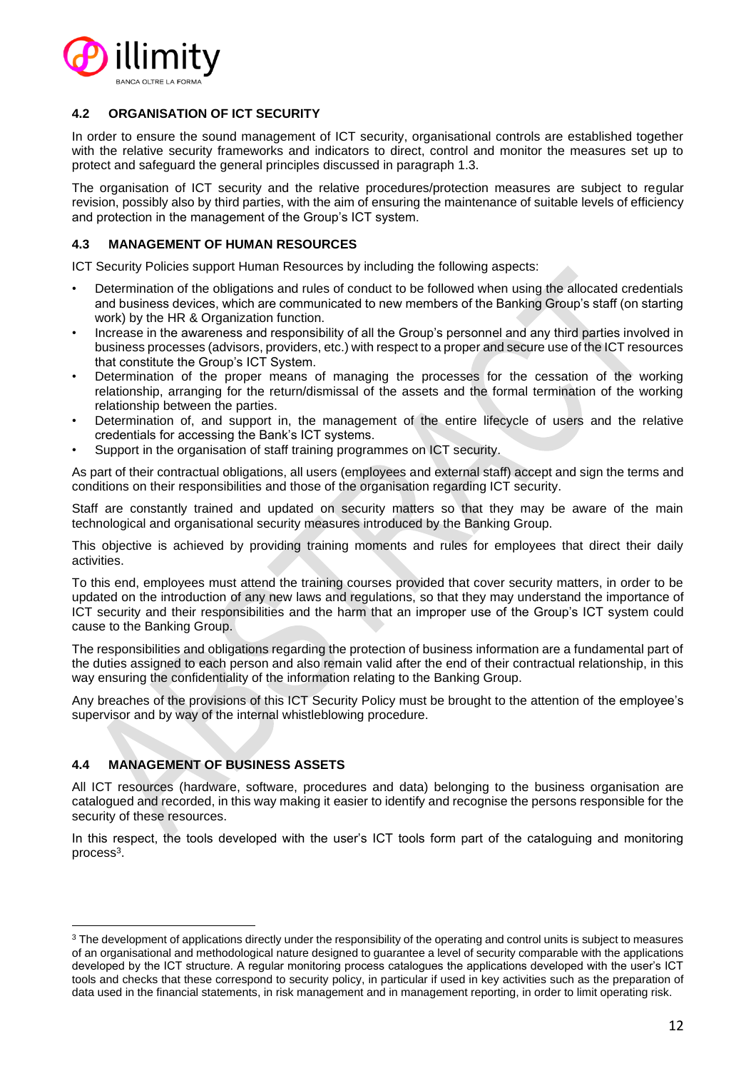## 4.2 ORGANISATION OF ICT SECURITY

In order to ensure the sound management of ICT security, organisational controls are established together with the relative security frameworks and indicators to direct, control and monitor the measures set up to protect and safeguard the general principles discussed in paragraph 1.3.

The organisation of ICT security and the relative procedures/protection measures are subject to regular revision, possibly also by third parties, with the aim of ensuring the maintenance of suitable levels of efficiency and protection in the management of the Group's ICT system.

## 4.3 MANAGEMENT OF HUMAN RESOURCES

ICT Security Policies support Human Resources by including the following aspects:

- Determination of the obligations and rules of conduct to be followed when using the allocated credentials and business devices, which are communicated to new members of the Banking Group's staff (on starting work) by the HR & Organization function.
- Increase in the awareness and responsibility of all the Group's personnel and any third parties involved in business processes (advisors, providers, etc.) with respect to a proper and secure use of the ICT resources that constitute the Group's ICT System.
- Determination of the proper means of managing the processes for the cessation of the working relationship, arranging for the return/dismissal of the assets and the formal termination of the working relationship between the parties.
- Determination of, and support in, the management of the entire lifecycle of users and the relative credentials for accessing the Bank's ICT systems.
- Support in the organisation of staff training programmes on ICT security.

As part of their contractual obligations, all users (employees and external staff) accept and sign the terms and conditions on their responsibilities and those of the organisation regarding ICT security.

Staff are constantly trained and updated on security matters so that they may be aware of the main technological and organisational security measures introduced by the Banking Group.

This objective is achieved by providing training moments and rules for employees that direct their daily activities.

To this end, employees must attend the training courses provided that cover security matters, in order to be updated on the introduction of any new laws and regulations, so that they may understand the importance of ICT security and their responsibilities and the harm that an improper use of the Group's ICT system could cause to the Banking Group.

The responsibilities and obligations regarding the protection of business information are a fundamental part of the duties assigned to each person and also remain valid after the end of their contractual relationship, in this way ensuring the confidentiality of the information relating to the Banking Group.

Any breaches of the provisions of this ICT Security Policy must be brought to the attention of the employee's supervisor and by way of the internal whistleblowing procedure.

## 4.4 MANAGEMENT OF BUSINESS ASSETS

All ICT resources (hardware, software, procedures and data) belonging to the business organisation are catalogued and recorded, in this way making it easier to identify and recognise the persons responsible for the security of these resources.

In this respect, the tools developed with the user's ICT tools form part of the cataloguing and monitoring process[3].

[3] The development of applications directly under the responsibility of the operating and control units is subject to measures of an organisational and methodological nature designed to guarantee a level of security comparable with the applications developed by the ICT structure. A regular monitoring process catalogues the applications developed with the user's ICT tools and checks that these correspond to security policy, in particular if used in key activities such as the preparation of data used in the financial statements, in risk management and in management reporting, in order to limit operating risk.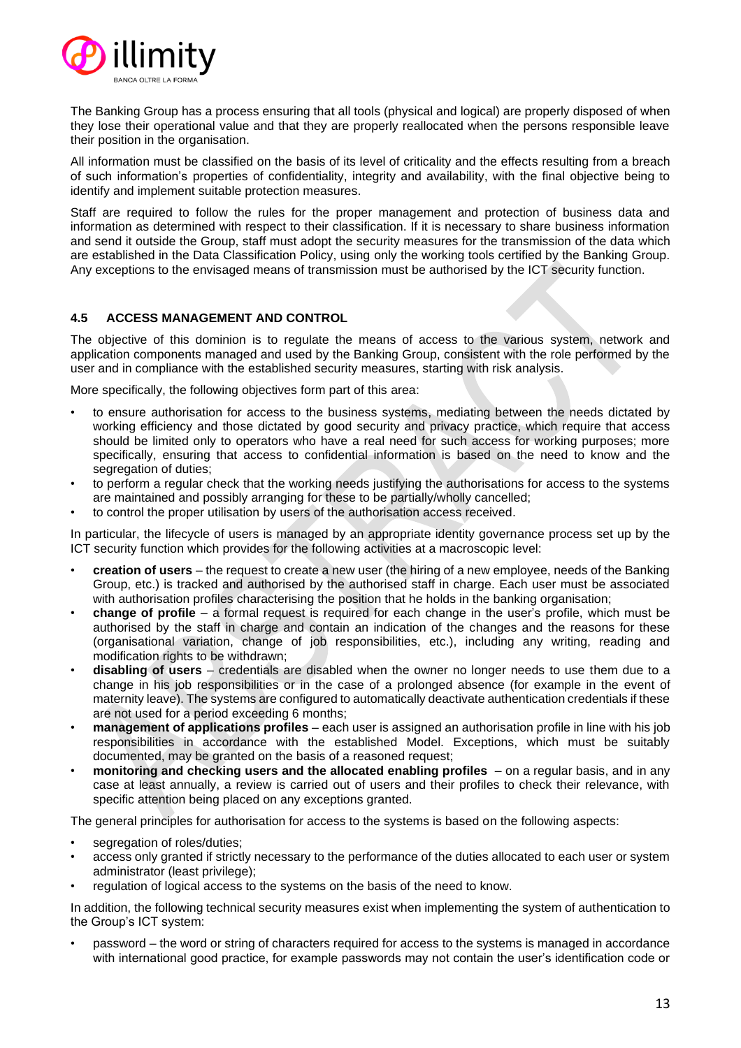The Banking Group has a process ensuring that all tools (physical and logical) are properly disposed of when they lose their operational value and that they are properly reallocated when the persons responsible leave their position in the organisation.

All information must be classified on the basis of its level of criticality and the effects resulting from a breach of such information's properties of confidentiality, integrity and availability, with the final objective being to identify and implement suitable protection measures.

Staff are required to follow the rules for the proper management and protection of business data and information as determined with respect to their classification. If it is necessary to share business information and send it outside the Group, staff must adopt the security measures for the transmission of the data which are established in the Data Classification Policy, using only the working tools certified by the Banking Group. Any exceptions to the envisaged means of transmission must be authorised by the ICT security function.

### 4.5 ACCESS MANAGEMENT AND CONTROL

The objective of this dominion is to regulate the means of access to the various system, network and application components managed and used by the Banking Group, consistent with the role performed by the user and in compliance with the established security measures, starting with risk analysis.

More specifically, the following objectives form part of this area:

- to ensure authorisation for access to the business systems, mediating between the needs dictated by working efficiency and those dictated by good security and privacy practice, which require that access should be limited only to operators who have a real need for such access for working purposes; more specifically, ensuring that access to confidential information is based on the need to know and the segregation of duties;
- to perform a regular check that the working needs justifying the authorisations for access to the systems are maintained and possibly arranging for these to be partially/wholly cancelled;
- to control the proper utilisation by users of the authorisation access received.

In particular, the lifecycle of users is managed by an appropriate identity governance process set up by the ICT security function which provides for the following activities at a macroscopic level:

- **creation of users** – the request to create a new user (the hiring of a new employee, needs of the Banking Group, etc.) is tracked and authorised by the authorised staff in charge. Each user must be associated with authorisation profiles characterising the position that he holds in the banking organisation;
- **change of profile** – a formal request is required for each change in the user's profile, which must be authorised by the staff in charge and contain an indication of the changes and the reasons for these (organisational variation, change of job responsibilities, etc.), including any writing, reading and modification rights to be withdrawn;
- **disabling of users** – credentials are disabled when the owner no longer needs to use them due to a change in his job responsibilities or in the case of a prolonged absence (for example in the event of maternity leave). The systems are configured to automatically deactivate authentication credentials if these are not used for a period exceeding 6 months;
- **management of applications profiles** – each user is assigned an authorisation profile in line with his job responsibilities in accordance with the established Model. Exceptions, which must be suitably documented, may be granted on the basis of a reasoned request;
- **monitoring and checking users and the allocated enabling profiles** – on a regular basis, and in any case at least annually, a review is carried out of users and their profiles to check their relevance, with specific attention being placed on any exceptions granted.

The general principles for authorisation for access to the systems is based on the following aspects:

- segregation of roles/duties;
- access only granted if strictly necessary to the performance of the duties allocated to each user or system administrator (least privilege);
- regulation of logical access to the systems on the basis of the need to know.

In addition, the following technical security measures exist when implementing the system of authentication to the Group's ICT system:

- password – the word or string of characters required for access to the systems is managed in accordance with international good practice, for example passwords may not contain the user's identification code or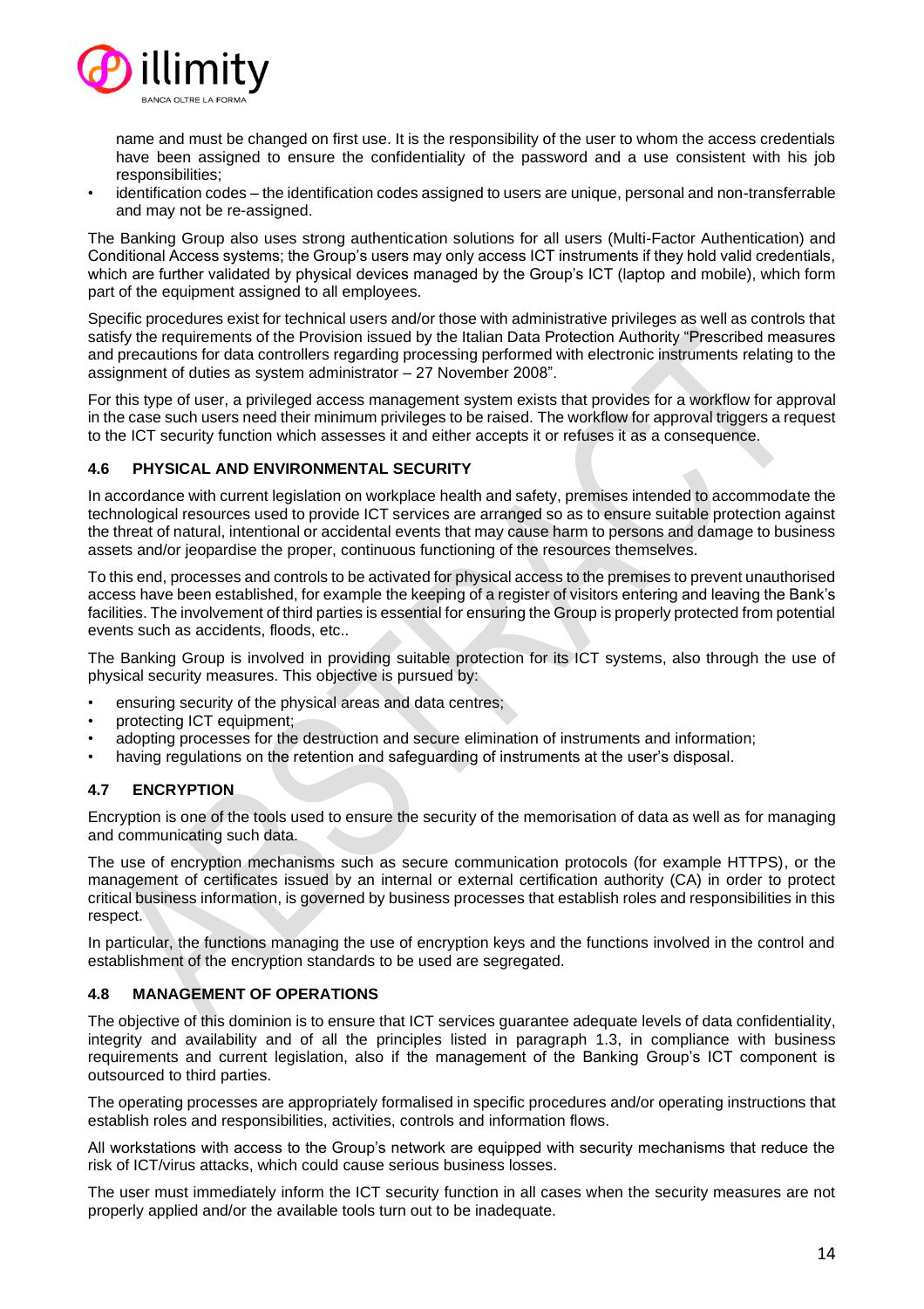name and must be changed on first use. It is the responsibility of the user to whom the access credentials have been assigned to ensure the confidentiality of the password and a use consistent with his job responsibilities;

- identification codes – the identification codes assigned to users are unique, personal and non-transferrable and may not be re-assigned.

The Banking Group also uses strong authentication solutions for all users (Multi-Factor Authentication) and Conditional Access systems; the Group's users may only access ICT instruments if they hold valid credentials, which are further validated by physical devices managed by the Group's ICT (laptop and mobile), which form part of the equipment assigned to all employees.

Specific procedures exist for technical users and/or those with administrative privileges as well as controls that satisfy the requirements of the Provision issued by the Italian Data Protection Authority "Prescribed measures and precautions for data controllers regarding processing performed with electronic instruments relating to the assignment of duties as system administrator – 27 November 2008".

For this type of user, a privileged access management system exists that provides for a workflow for approval in the case such users need their minimum privileges to be raised. The workflow for approval triggers a request to the ICT security function which assesses it and either accepts it or refuses it as a consequence.

### 4.6 PHYSICAL AND ENVIRONMENTAL SECURITY

In accordance with current legislation on workplace health and safety, premises intended to accommodate the technological resources used to provide ICT services are arranged so as to ensure suitable protection against the threat of natural, intentional or accidental events that may cause harm to persons and damage to business assets and/or jeopardise the proper, continuous functioning of the resources themselves.

To this end, processes and controls to be activated for physical access to the premises to prevent unauthorised access have been established, for example the keeping of a register of visitors entering and leaving the Bank's facilities. The involvement of third parties is essential for ensuring the Group is properly protected from potential events such as accidents, floods, etc..

The Banking Group is involved in providing suitable protection for its ICT systems, also through the use of physical security measures. This objective is pursued by:

- ensuring security of the physical areas and data centres;
- protecting ICT equipment;
- adopting processes for the destruction and secure elimination of instruments and information;
- having regulations on the retention and safeguarding of instruments at the user's disposal.

### 4.7 ENCRYPTION

Encryption is one of the tools used to ensure the security of the memorisation of data as well as for managing and communicating such data.

The use of encryption mechanisms such as secure communication protocols (for example HTTPS), or the management of certificates issued by an internal or external certification authority (CA) in order to protect critical business information, is governed by business processes that establish roles and responsibilities in this respect.

In particular, the functions managing the use of encryption keys and the functions involved in the control and establishment of the encryption standards to be used are segregated.

### 4.8 MANAGEMENT OF OPERATIONS

The objective of this dominion is to ensure that ICT services guarantee adequate levels of data confidentiality, integrity and availability and of all the principles listed in paragraph 1.3, in compliance with business requirements and current legislation, also if the management of the Banking Group's ICT component is outsourced to third parties.

The operating processes are appropriately formalised in specific procedures and/or operating instructions that establish roles and responsibilities, activities, controls and information flows.

All workstations with access to the Group's network are equipped with security mechanisms that reduce the risk of ICT/virus attacks, which could cause serious business losses.

The user must immediately inform the ICT security function in all cases when the security measures are not properly applied and/or the available tools turn out to be inadequate.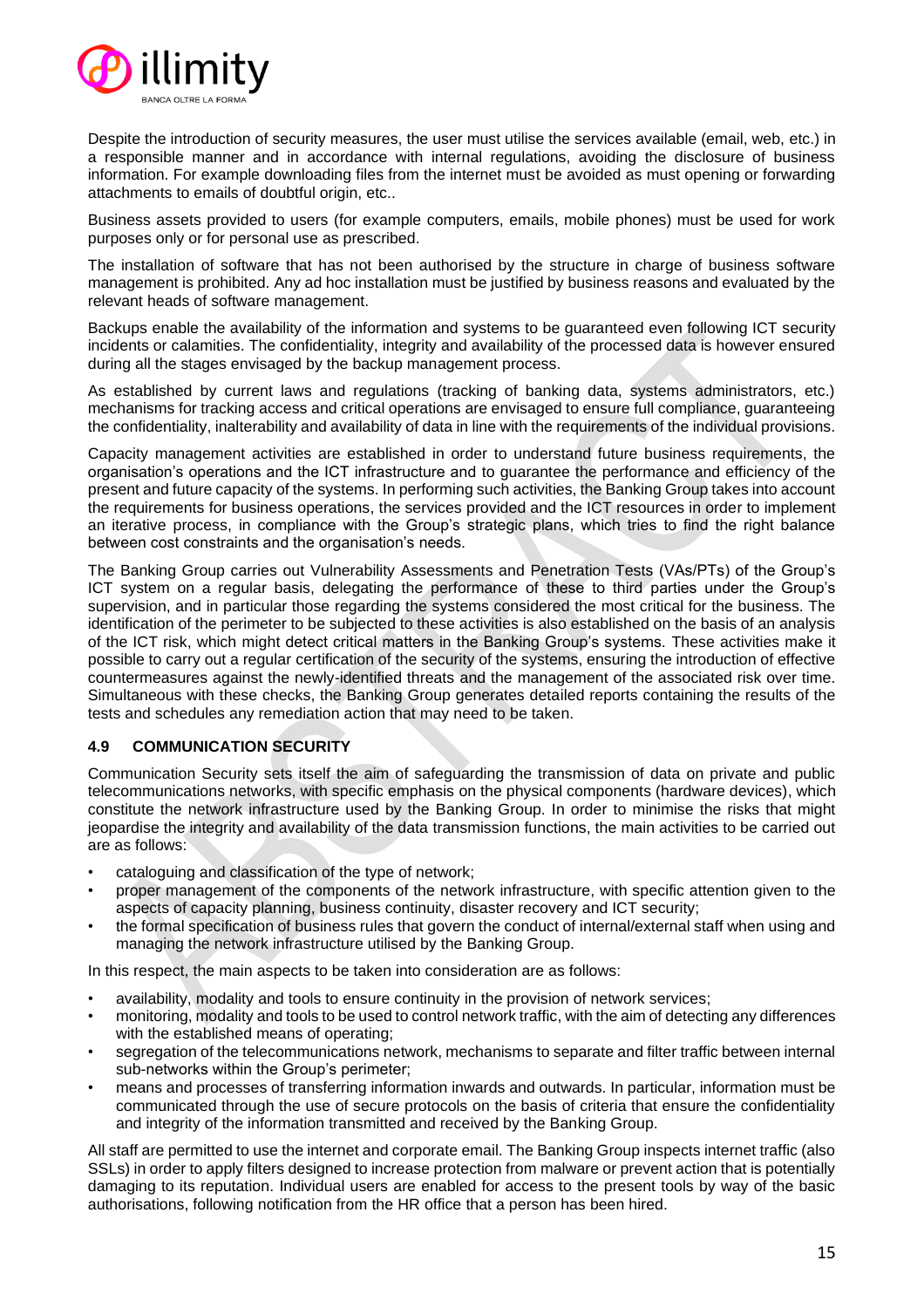Despite the introduction of security measures, the user must utilise the services available (email, web, etc.) in a responsible manner and in accordance with internal regulations, avoiding the disclosure of business information. For example downloading files from the internet must be avoided as must opening or forwarding attachments to emails of doubtful origin, etc..

Business assets provided to users (for example computers, emails, mobile phones) must be used for work purposes only or for personal use as prescribed.

The installation of software that has not been authorised by the structure in charge of business software management is prohibited. Any ad hoc installation must be justified by business reasons and evaluated by the relevant heads of software management.

Backups enable the availability of the information and systems to be guaranteed even following ICT security incidents or calamities. The confidentiality, integrity and availability of the processed data is however ensured during all the stages envisaged by the backup management process.

As established by current laws and regulations (tracking of banking data, systems administrators, etc.) mechanisms for tracking access and critical operations are envisaged to ensure full compliance, guaranteeing the confidentiality, inalterability and availability of data in line with the requirements of the individual provisions.

Capacity management activities are established in order to understand future business requirements, the organisation's operations and the ICT infrastructure and to guarantee the performance and efficiency of the present and future capacity of the systems. In performing such activities, the Banking Group takes into account the requirements for business operations, the services provided and the ICT resources in order to implement an iterative process, in compliance with the Group's strategic plans, which tries to find the right balance between cost constraints and the organisation's needs.

The Banking Group carries out Vulnerability Assessments and Penetration Tests (VAs/PTs) of the Group's ICT system on a regular basis, delegating the performance of these to third parties under the Group's supervision, and in particular those regarding the systems considered the most critical for the business. The identification of the perimeter to be subjected to these activities is also established on the basis of an analysis of the ICT risk, which might detect critical matters in the Banking Group's systems. These activities make it possible to carry out a regular certification of the security of the systems, ensuring the introduction of effective countermeasures against the newly-identified threats and the management of the associated risk over time. Simultaneous with these checks, the Banking Group generates detailed reports containing the results of the tests and schedules any remediation action that may need to be taken.

### 4.9 COMMUNICATION SECURITY

Communication Security sets itself the aim of safeguarding the transmission of data on private and public telecommunications networks, with specific emphasis on the physical components (hardware devices), which constitute the network infrastructure used by the Banking Group. In order to minimise the risks that might jeopardise the integrity and availability of the data transmission functions, the main activities to be carried out are as follows:

- cataloguing and classification of the type of network;
- proper management of the components of the network infrastructure, with specific attention given to the aspects of capacity planning, business continuity, disaster recovery and ICT security;
- the formal specification of business rules that govern the conduct of internal/external staff when using and managing the network infrastructure utilised by the Banking Group.

In this respect, the main aspects to be taken into consideration are as follows:

- availability, modality and tools to ensure continuity in the provision of network services;
- monitoring, modality and tools to be used to control network traffic, with the aim of detecting any differences with the established means of operating;
- segregation of the telecommunications network, mechanisms to separate and filter traffic between internal sub-networks within the Group's perimeter;
- means and processes of transferring information inwards and outwards. In particular, information must be communicated through the use of secure protocols on the basis of criteria that ensure the confidentiality and integrity of the information transmitted and received by the Banking Group.

All staff are permitted to use the internet and corporate email. The Banking Group inspects internet traffic (also SSLs) in order to apply filters designed to increase protection from malware or prevent action that is potentially damaging to its reputation. Individual users are enabled for access to the present tools by way of the basic authorisations, following notification from the HR office that a person has been hired.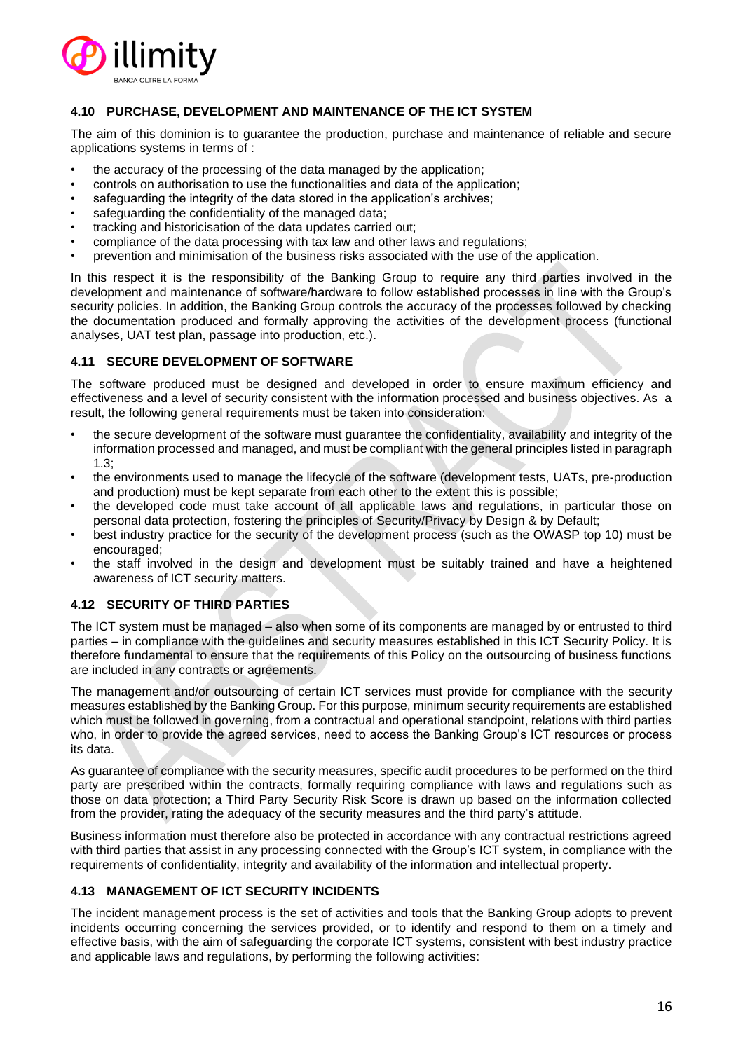### 4.10 PURCHASE, DEVELOPMENT AND MAINTENANCE OF THE ICT SYSTEM

The aim of this dominion is to guarantee the production, purchase and maintenance of reliable and secure applications systems in terms of :

- the accuracy of the processing of the data managed by the application;
- controls on authorisation to use the functionalities and data of the application;
- safeguarding the integrity of the data stored in the application's archives;
- safeguarding the confidentiality of the managed data;
- tracking and historicisation of the data updates carried out;
- compliance of the data processing with tax law and other laws and regulations;
- prevention and minimisation of the business risks associated with the use of the application.

In this respect it is the responsibility of the Banking Group to require any third parties involved in the development and maintenance of software/hardware to follow established processes in line with the Group's security policies. In addition, the Banking Group controls the accuracy of the processes followed by checking the documentation produced and formally approving the activities of the development process (functional analyses, UAT test plan, passage into production, etc.).

### 4.11 SECURE DEVELOPMENT OF SOFTWARE

The software produced must be designed and developed in order to ensure maximum efficiency and effectiveness and a level of security consistent with the information processed and business objectives. As a result, the following general requirements must be taken into consideration:

- the secure development of the software must guarantee the confidentiality, availability and integrity of the information processed and managed, and must be compliant with the general principles listed in paragraph 1.3;
- the environments used to manage the lifecycle of the software (development tests, UATs, pre-production and production) must be kept separate from each other to the extent this is possible;
- the developed code must take account of all applicable laws and regulations, in particular those on personal data protection, fostering the principles of Security/Privacy by Design & by Default;
- best industry practice for the security of the development process (such as the OWASP top 10) must be encouraged;
- the staff involved in the design and development must be suitably trained and have a heightened awareness of ICT security matters.

### 4.12 SECURITY OF THIRD PARTIES

The ICT system must be managed – also when some of its components are managed by or entrusted to third parties – in compliance with the guidelines and security measures established in this ICT Security Policy. It is therefore fundamental to ensure that the requirements of this Policy on the outsourcing of business functions are included in any contracts or agreements.

The management and/or outsourcing of certain ICT services must provide for compliance with the security measures established by the Banking Group. For this purpose, minimum security requirements are established which must be followed in governing, from a contractual and operational standpoint, relations with third parties who, in order to provide the agreed services, need to access the Banking Group's ICT resources or process its data.

As guarantee of compliance with the security measures, specific audit procedures to be performed on the third party are prescribed within the contracts, formally requiring compliance with laws and regulations such as those on data protection; a Third Party Security Risk Score is drawn up based on the information collected from the provider, rating the adequacy of the security measures and the third party's attitude.

Business information must therefore also be protected in accordance with any contractual restrictions agreed with third parties that assist in any processing connected with the Group's ICT system, in compliance with the requirements of confidentiality, integrity and availability of the information and intellectual property.

### 4.13 MANAGEMENT OF ICT SECURITY INCIDENTS

The incident management process is the set of activities and tools that the Banking Group adopts to prevent incidents occurring concerning the services provided, or to identify and respond to them on a timely and effective basis, with the aim of safeguarding the corporate ICT systems, consistent with best industry practice and applicable laws and regulations, by performing the following activities: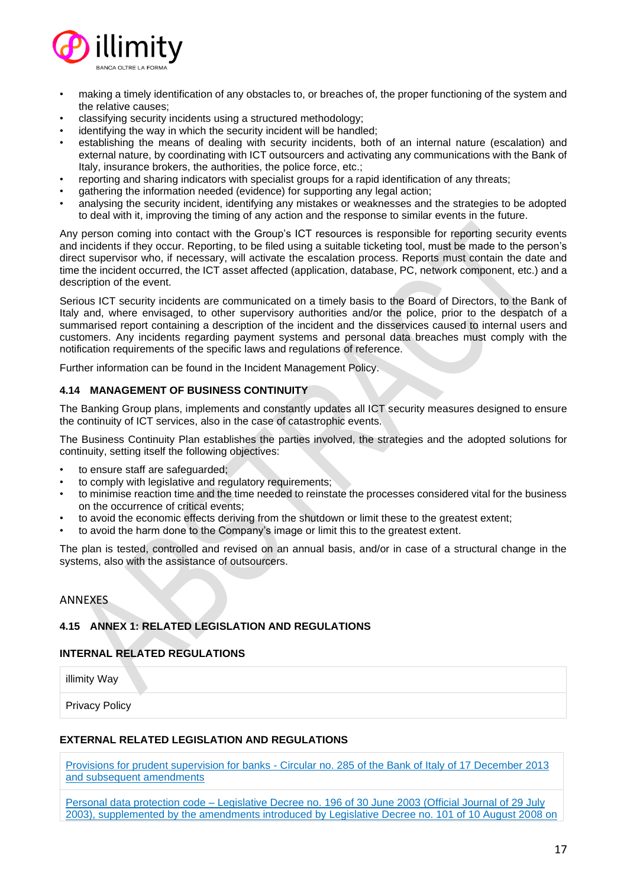- making a timely identification of any obstacles to, or breaches of, the proper functioning of the system and the relative causes;
- classifying security incidents using a structured methodology;
- identifying the way in which the security incident will be handled;
- establishing the means of dealing with security incidents, both of an internal nature (escalation) and external nature, by coordinating with ICT outsourcers and activating any communications with the Bank of Italy, insurance brokers, the authorities, the police force, etc.;
- reporting and sharing indicators with specialist groups for a rapid identification of any threats;
- gathering the information needed (evidence) for supporting any legal action;
- analysing the security incident, identifying any mistakes or weaknesses and the strategies to be adopted to deal with it, improving the timing of any action and the response to similar events in the future.

Any person coming into contact with the Group's ICT resources is responsible for reporting security events and incidents if they occur. Reporting, to be filed using a suitable ticketing tool, must be made to the person's direct supervisor who, if necessary, will activate the escalation process. Reports must contain the date and time the incident occurred, the ICT asset affected (application, database, PC, network component, etc.) and a description of the event.

Serious ICT security incidents are communicated on a timely basis to the Board of Directors, to the Bank of Italy and, where envisaged, to other supervisory authorities and/or the police, prior to the despatch of a summarised report containing a description of the incident and the disservices caused to internal users and customers. Any incidents regarding payment systems and personal data breaches must comply with the notification requirements of the specific laws and regulations of reference.

Further information can be found in the Incident Management Policy.

### 4.14 MANAGEMENT OF BUSINESS CONTINUITY

The Banking Group plans, implements and constantly updates all ICT security measures designed to ensure the continuity of ICT services, also in the case of catastrophic events.

The Business Continuity Plan establishes the parties involved, the strategies and the adopted solutions for continuity, setting itself the following objectives:

- to ensure staff are safeguarded;
- to comply with legislative and regulatory requirements;
- to minimise reaction time and the time needed to reinstate the processes considered vital for the business on the occurrence of critical events;
- to avoid the economic effects deriving from the shutdown or limit these to the greatest extent;
- to avoid the harm done to the Company's image or limit this to the greatest extent.

The plan is tested, controlled and revised on an annual basis, and/or in case of a structural change in the systems, also with the assistance of outsourcers.

ANNEXES

### 4.15 ANNEX 1: RELATED LEGISLATION AND REGULATIONS

**INTERNAL RELATED REGULATIONS**

| illimity Way |
|---|
| Privacy Policy |

**EXTERNAL RELATED LEGISLATION AND REGULATIONS**

| Provisions for prudent supervision for banks - Circular no. 285 of the Bank of Italy of 17 December 2013 and subsequent amendments |
|---|
| Personal data protection code – Legislative Decree no. 196 of 30 June 2003 (Official Journal of 29 July 2003), supplemented by the amendments introduced by Legislative Decree no. 101 of 10 August 2008 on |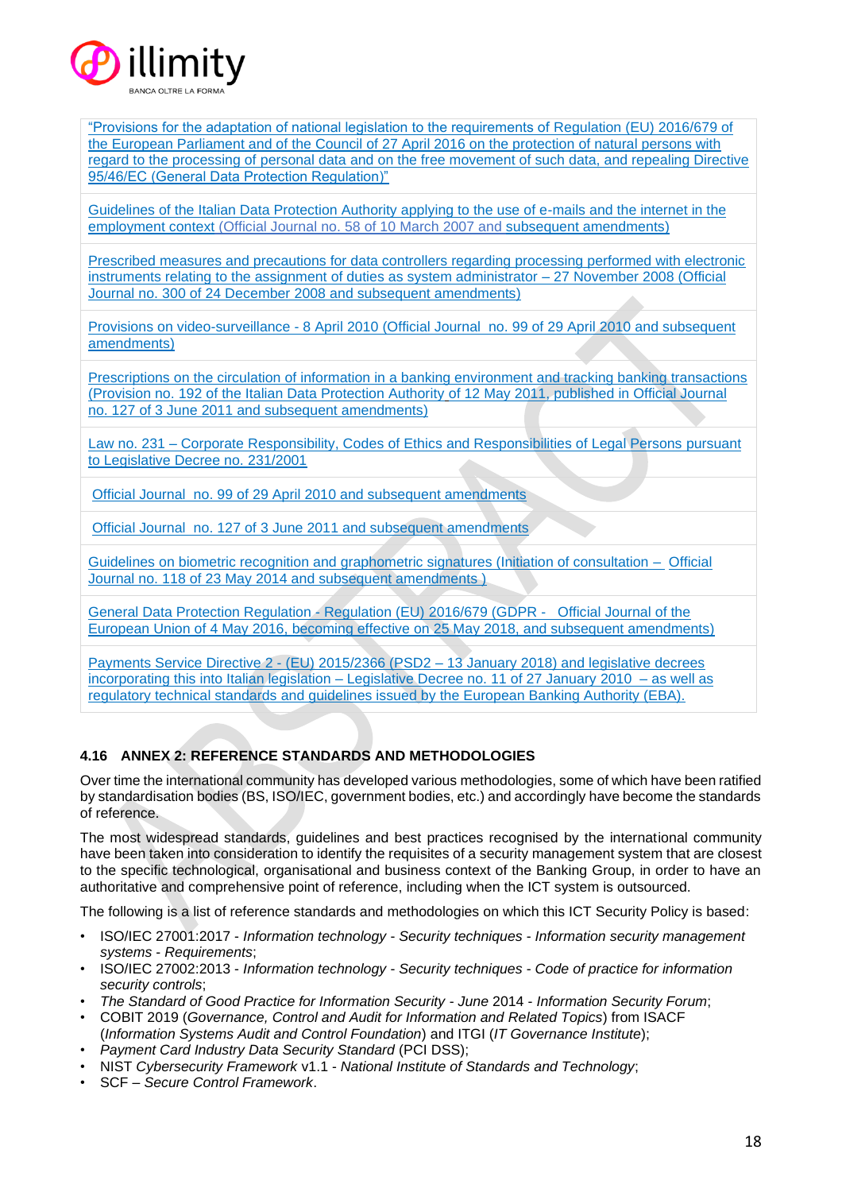| |
|---|
| "Provisions for the adaptation of national legislation to the requirements of Regulation (EU) 2016/679 of the European Parliament and of the Council of 27 April 2016 on the protection of natural persons with regard to the processing of personal data and on the free movement of such data, and repealing Directive 95/46/EC (General Data Protection Regulation)" |
| Guidelines of the Italian Data Protection Authority applying to the use of e-mails and the internet in the employment context (Official Journal no. 58 of 10 March 2007 and subsequent amendments) |
| Prescribed measures and precautions for data controllers regarding processing performed with electronic instruments relating to the assignment of duties as system administrator – 27 November 2008 (Official Journal no. 300 of 24 December 2008 and subsequent amendments) |
| Provisions on video-surveillance - 8 April 2010 (Official Journal no. 99 of 29 April 2010 and subsequent amendments) |
| Prescriptions on the circulation of information in a banking environment and tracking banking transactions (Provision no. 192 of the Italian Data Protection Authority of 12 May 2011, published in Official Journal no. 127 of 3 June 2011 and subsequent amendments) |
| Law no. 231 – Corporate Responsibility, Codes of Ethics and Responsibilities of Legal Persons pursuant to Legislative Decree no. 231/2001 |
| Official Journal no. 99 of 29 April 2010 and subsequent amendments |
| Official Journal no. 127 of 3 June 2011 and subsequent amendments |
| Guidelines on biometric recognition and graphometric signatures (Initiation of consultation – Official Journal no. 118 of 23 May 2014 and subsequent amendments ) |
| General Data Protection Regulation - Regulation (EU) 2016/679 (GDPR - Official Journal of the European Union of 4 May 2016, becoming effective on 25 May 2018, and subsequent amendments) |
| Payments Service Directive 2 - (EU) 2015/2366 (PSD2 – 13 January 2018) and legislative decrees incorporating this into Italian legislation – Legislative Decree no. 11 of 27 January 2010 – as well as regulatory technical standards and guidelines issued by the European Banking Authority (EBA). |

### 4.16 ANNEX 2: REFERENCE STANDARDS AND METHODOLOGIES

Over time the international community has developed various methodologies, some of which have been ratified by standardisation bodies (BS, ISO/IEC, government bodies, etc.) and accordingly have become the standards of reference.

The most widespread standards, guidelines and best practices recognised by the international community have been taken into consideration to identify the requisites of a security management system that are closest to the specific technological, organisational and business context of the Banking Group, in order to have an authoritative and comprehensive point of reference, including when the ICT system is outsourced.

The following is a list of reference standards and methodologies on which this ICT Security Policy is based:

- ISO/IEC 27001:2017 - *Information technology - Security techniques - Information security management systems - Requirements*;
- ISO/IEC 27002:2013 - *Information technology - Security techniques - Code of practice for information security controls*;
- *The Standard of Good Practice for Information Security - June* 2014 - *Information Security Forum*;
- COBIT 2019 (*Governance, Control and Audit for Information and Related Topics*) from ISACF (*Information Systems Audit and Control Foundation*) and ITGI (*IT Governance Institute*);
- *Payment Card Industry Data Security Standard* (PCI DSS);
- NIST *Cybersecurity Framework* v1.1 - *National Institute of Standards and Technology*;
- SCF – *Secure Control Framework*.